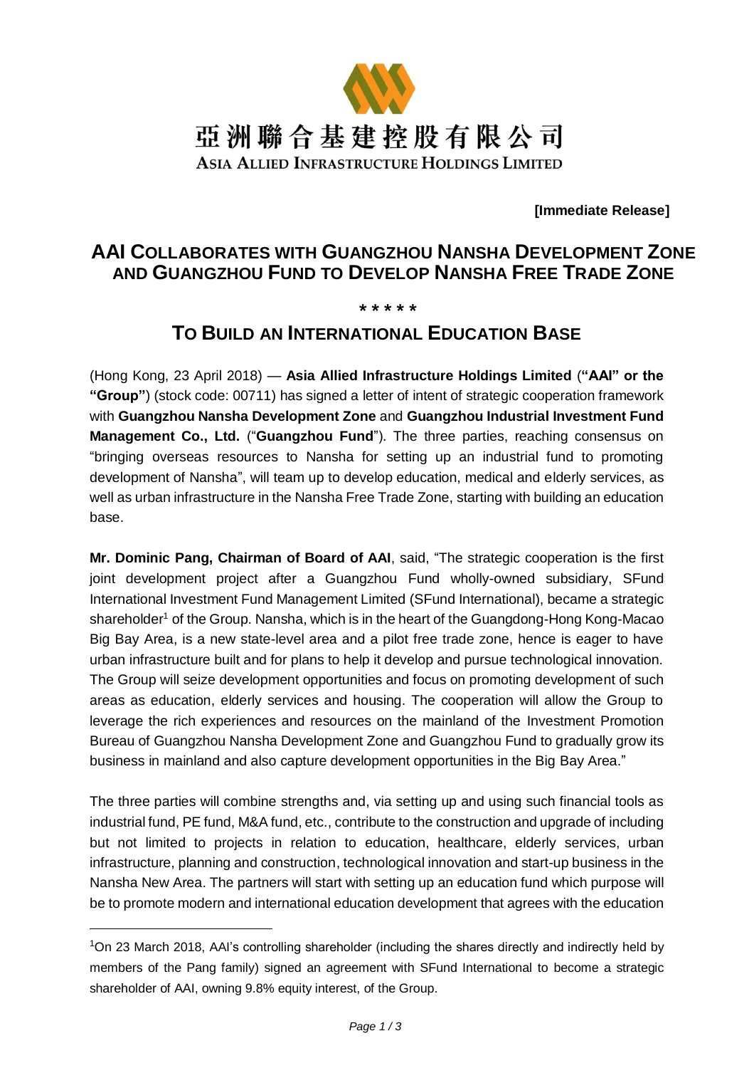亞洲聯合基建控股有限公司

ASIA ALLIED INFRASTRUCTURE HOLDINGS LIMITED

**[Immediate Release]**

# AAI COLLABORATES WITH GUANGZHOU NANSHA DEVELOPMENT ZONE AND GUANGZHOU FUND TO DEVELOP NANSHA FREE TRADE ZONE

\* \* \* \* \*

## TO BUILD AN INTERNATIONAL EDUCATION BASE

(Hong Kong, 23 April 2018) — **Asia Allied Infrastructure Holdings Limited** (**"AAI" or the "Group"**) (stock code: 00711) has signed a letter of intent of strategic cooperation framework with **Guangzhou Nansha Development Zone** and **Guangzhou Industrial Investment Fund Management Co., Ltd.** ("**Guangzhou Fund**"). The three parties, reaching consensus on "bringing overseas resources to Nansha for setting up an industrial fund to promoting development of Nansha", will team up to develop education, medical and elderly services, as well as urban infrastructure in the Nansha Free Trade Zone, starting with building an education base.

**Mr. Dominic Pang, Chairman of Board of AAI**, said, "The strategic cooperation is the first joint development project after a Guangzhou Fund wholly-owned subsidiary, SFund International Investment Fund Management Limited (SFund International), became a strategic shareholder[1] of the Group. Nansha, which is in the heart of the Guangdong-Hong Kong-Macao Big Bay Area, is a new state-level area and a pilot free trade zone, hence is eager to have urban infrastructure built and for plans to help it develop and pursue technological innovation. The Group will seize development opportunities and focus on promoting development of such areas as education, elderly services and housing. The cooperation will allow the Group to leverage the rich experiences and resources on the mainland of the Investment Promotion Bureau of Guangzhou Nansha Development Zone and Guangzhou Fund to gradually grow its business in mainland and also capture development opportunities in the Big Bay Area."

The three parties will combine strengths and, via setting up and using such financial tools as industrial fund, PE fund, M&A fund, etc., contribute to the construction and upgrade of including but not limited to projects in relation to education, healthcare, elderly services, urban infrastructure, planning and construction, technological innovation and start-up business in the Nansha New Area. The partners will start with setting up an education fund which purpose will be to promote modern and international education development that agrees with the education

---

[1] On 23 March 2018, AAI's controlling shareholder (including the shares directly and indirectly held by members of the Pang family) signed an agreement with SFund International to become a strategic shareholder of AAI, owning 9.8% equity interest, of the Group.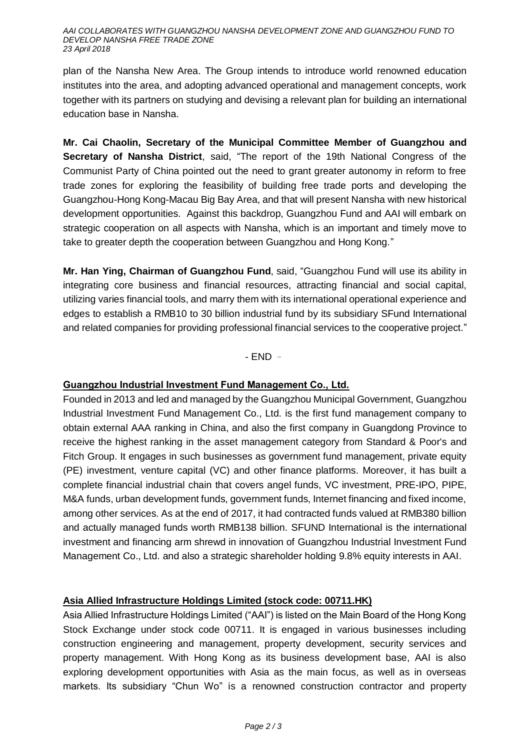plan of the Nansha New Area. The Group intends to introduce world renowned education institutes into the area, and adopting advanced operational and management concepts, work together with its partners on studying and devising a relevant plan for building an international education base in Nansha.

**Mr. Cai Chaolin, Secretary of the Municipal Committee Member of Guangzhou and Secretary of Nansha District**, said, "The report of the 19th National Congress of the Communist Party of China pointed out the need to grant greater autonomy in reform to free trade zones for exploring the feasibility of building free trade ports and developing the Guangzhou-Hong Kong-Macau Big Bay Area, and that will present Nansha with new historical development opportunities. Against this backdrop, Guangzhou Fund and AAI will embark on strategic cooperation on all aspects with Nansha, which is an important and timely move to take to greater depth the cooperation between Guangzhou and Hong Kong."

**Mr. Han Ying, Chairman of Guangzhou Fund**, said, "Guangzhou Fund will use its ability in integrating core business and financial resources, attracting financial and social capital, utilizing varies financial tools, and marry them with its international operational experience and edges to establish a RMB10 to 30 billion industrial fund by its subsidiary SFund International and related companies for providing professional financial services to the cooperative project."

- END -

## Guangzhou Industrial Investment Fund Management Co., Ltd.

Founded in 2013 and led and managed by the Guangzhou Municipal Government, Guangzhou Industrial Investment Fund Management Co., Ltd. is the first fund management company to obtain external AAA ranking in China, and also the first company in Guangdong Province to receive the highest ranking in the asset management category from Standard & Poor's and Fitch Group. It engages in such businesses as government fund management, private equity (PE) investment, venture capital (VC) and other finance platforms. Moreover, it has built a complete financial industrial chain that covers angel funds, VC investment, PRE-IPO, PIPE, M&A funds, urban development funds, government funds, Internet financing and fixed income, among other services. As at the end of 2017, it had contracted funds valued at RMB380 billion and actually managed funds worth RMB138 billion. SFUND International is the international investment and financing arm shrewd in innovation of Guangzhou Industrial Investment Fund Management Co., Ltd. and also a strategic shareholder holding 9.8% equity interests in AAI.

## Asia Allied Infrastructure Holdings Limited (stock code: 00711.HK)

Asia Allied Infrastructure Holdings Limited ("AAI") is listed on the Main Board of the Hong Kong Stock Exchange under stock code 00711. It is engaged in various businesses including construction engineering and management, property development, security services and property management. With Hong Kong as its business development base, AAI is also exploring development opportunities with Asia as the main focus, as well as in overseas markets. Its subsidiary "Chun Wo" is a renowned construction contractor and property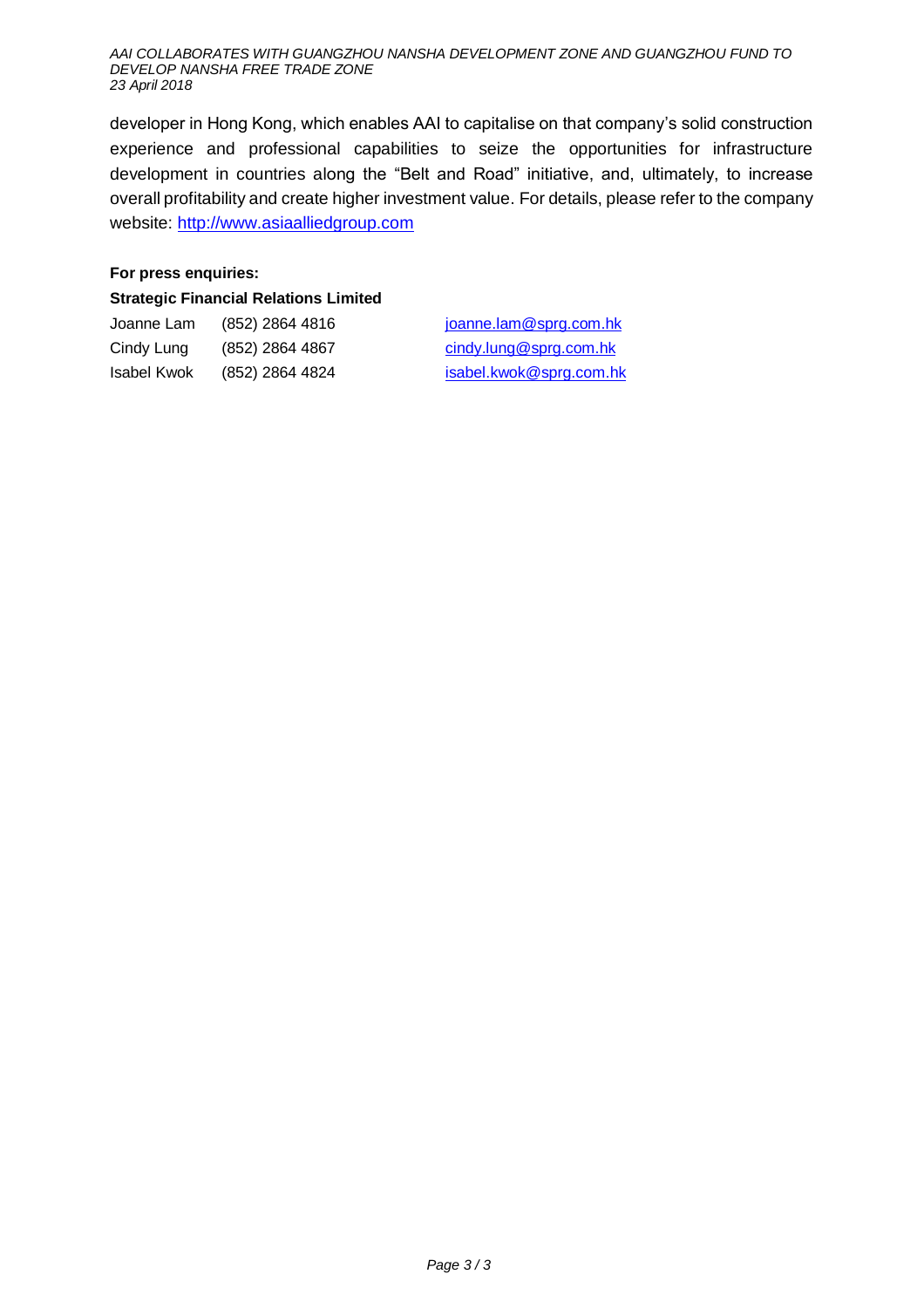developer in Hong Kong, which enables AAI to capitalise on that company's solid construction experience and professional capabilities to seize the opportunities for infrastructure development in countries along the "Belt and Road" initiative, and, ultimately, to increase overall profitability and create higher investment value. For details, please refer to the company website: http://www.asiaalliedgroup.com

**For press enquiries:**

**Strategic Financial Relations Limited**

| | | |
|---|---|---|
| Joanne Lam | (852) 2864 4816 | joanne.lam@sprg.com.hk |
| Cindy Lung | (852) 2864 4867 | cindy.lung@sprg.com.hk |
| Isabel Kwok | (852) 2864 4824 | isabel.kwok@sprg.com.hk |